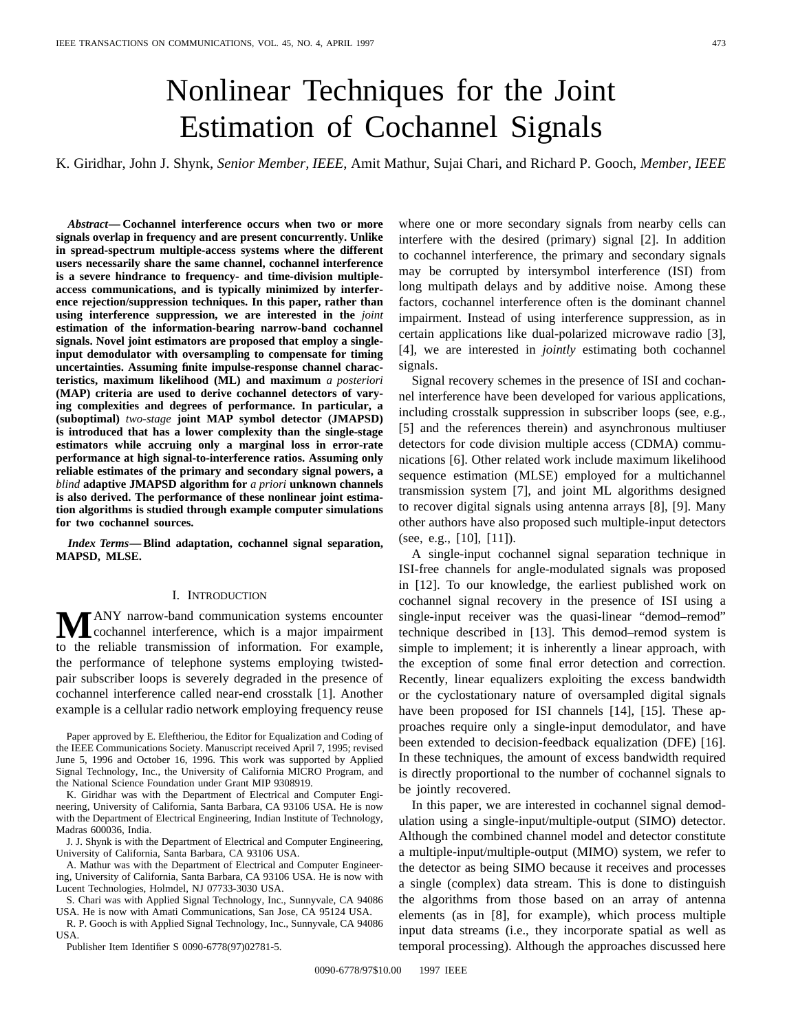# Nonlinear Techniques for the Joint Estimation of Cochannel Signals

K. Giridhar, John J. Shynk, *Senior Member, IEEE*, Amit Mathur, Sujai Chari, and Richard P. Gooch, *Member, IEEE*

***Abstract*— Cochannel interference occurs when two or more signals overlap in frequency and are present concurrently. Unlike in spread-spectrum multiple-access systems where the different users necessarily share the same channel, cochannel interference is a severe hindrance to frequency- and time-division multiple-access communications, and is typically minimized by interference rejection/suppression techniques. In this paper, rather than using interference suppression, we are interested in the *joint* estimation of the information-bearing narrow-band cochannel signals. Novel joint estimators are proposed that employ a single-input demodulator with oversampling to compensate for timing uncertainties. Assuming finite impulse-response channel characteristics, maximum likelihood (ML) and maximum *a posteriori* (MAP) criteria are used to derive cochannel detectors of varying complexities and degrees of performance. In particular, a (suboptimal) *two-stage* joint MAP symbol detector (JMAPSD) is introduced that has a lower complexity than the single-stage estimators while accruing only a marginal loss in error-rate performance at high signal-to-interference ratios. Assuming only reliable estimates of the primary and secondary signal powers, a *blind* adaptive JMAPSD algorithm for *a priori* unknown channels is also derived. The performance of these nonlinear joint estimation algorithms is studied through example computer simulations for two cochannel sources.**

***Index Terms*— Blind adaptation, cochannel signal separation, MAPSD, MLSE.**

## I. Introduction

Many narrow-band communication systems encounter cochannel interference, which is a major impairment to the reliable transmission of information. For example, the performance of telephone systems employing twisted-pair subscriber loops is severely degraded in the presence of cochannel interference called near-end crosstalk [1]. Another example is a cellular radio network employing frequency reuse where one or more secondary signals from nearby cells can interfere with the desired (primary) signal [2]. In addition to cochannel interference, the primary and secondary signals may be corrupted by intersymbol interference (ISI) from long multipath delays and by additive noise. Among these factors, cochannel interference often is the dominant channel impairment. Instead of using interference suppression, as in certain applications like dual-polarized microwave radio [3], [4], we are interested in *jointly* estimating both cochannel signals.

Signal recovery schemes in the presence of ISI and cochannel interference have been developed for various applications, including crosstalk suppression in subscriber loops (see, e.g., [5] and the references therein) and asynchronous multiuser detectors for code division multiple access (CDMA) communications [6]. Other related work include maximum likelihood sequence estimation (MLSE) employed for a multichannel transmission system [7], and joint ML algorithms designed to recover digital signals using antenna arrays [8], [9]. Many other authors have also proposed such multiple-input detectors (see, e.g., [10], [11]).

A single-input cochannel signal separation technique in ISI-free channels for angle-modulated signals was proposed in [12]. To our knowledge, the earliest published work on cochannel signal recovery in the presence of ISI using a single-input receiver was the quasi-linear "demod–remod" technique described in [13]. This demod–remod system is simple to implement; it is inherently a linear approach, with the exception of some final error detection and correction. Recently, linear equalizers exploiting the excess bandwidth or the cyclostationary nature of oversampled digital signals have been proposed for ISI channels [14], [15]. These approaches require only a single-input demodulator, and have been extended to decision-feedback equalization (DFE) [16]. In these techniques, the amount of excess bandwidth required is directly proportional to the number of cochannel signals to be jointly recovered.

In this paper, we are interested in cochannel signal demodulation using a single-input/multiple-output (SIMO) detector. Although the combined channel model and detector constitute a multiple-input/multiple-output (MIMO) system, we refer to the detector as being SIMO because it receives and processes a single (complex) data stream. This is done to distinguish the algorithms from those based on an array of antenna elements (as in [8], for example), which process multiple input data streams (i.e., they incorporate spatial as well as temporal processing). Although the approaches discussed here

Paper approved by E. Eleftheriou, the Editor for Equalization and Coding of the IEEE Communications Society. Manuscript received April 7, 1995; revised June 5, 1996 and October 16, 1996. This work was supported by Applied Signal Technology, Inc., the University of California MICRO Program, and the National Science Foundation under Grant MIP 9308919.

K. Giridhar was with the Department of Electrical and Computer Engineering, University of California, Santa Barbara, CA 93106 USA. He is now with the Department of Electrical Engineering, Indian Institute of Technology, Madras 600036, India.

J. J. Shynk is with the Department of Electrical and Computer Engineering, University of California, Santa Barbara, CA 93106 USA.

A. Mathur was with the Department of Electrical and Computer Engineering, University of California, Santa Barbara, CA 93106 USA. He is now with Lucent Technologies, Holmdel, NJ 07733-3030 USA.

S. Chari was with Applied Signal Technology, Inc., Sunnyvale, CA 94086 USA. He is now with Amati Communications, San Jose, CA 95124 USA.

R. P. Gooch is with Applied Signal Technology, Inc., Sunnyvale, CA 94086 USA.

Publisher Item Identifier S 0090-6778(97)02781-5.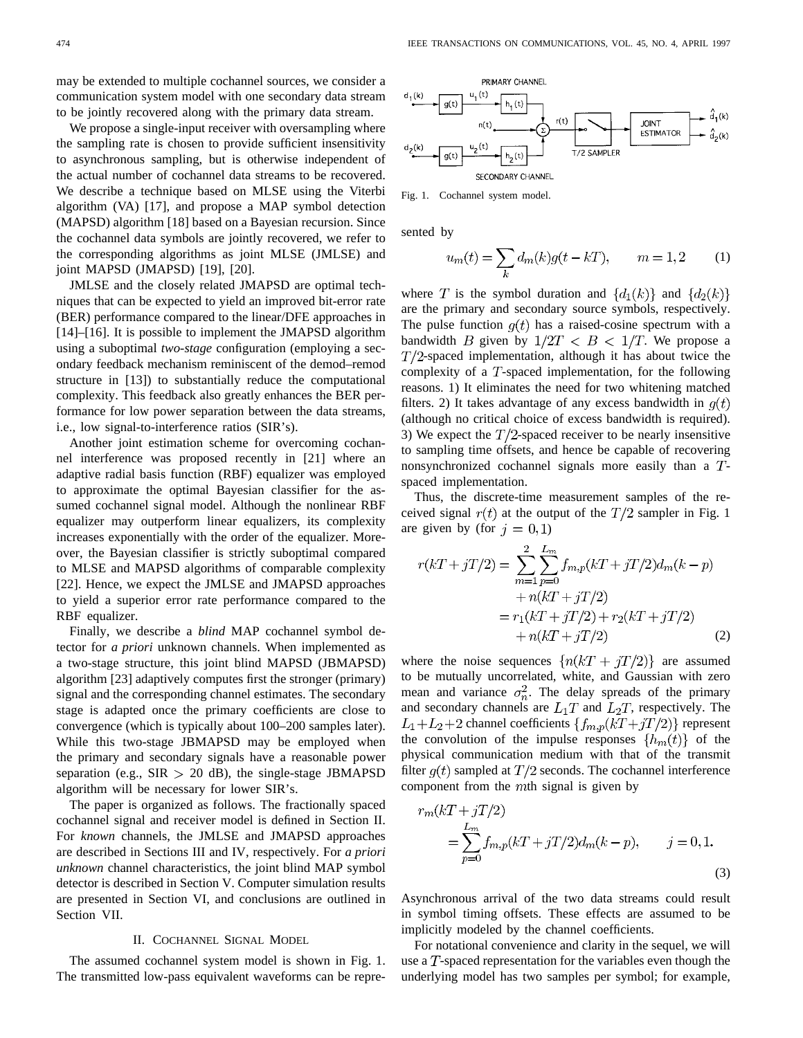may be extended to multiple cochannel sources, we consider a communication system model with one secondary data stream to be jointly recovered along with the primary data stream.

We propose a single-input receiver with oversampling where the sampling rate is chosen to provide sufficient insensitivity to asynchronous sampling, but is otherwise independent of the actual number of cochannel data streams to be recovered. We describe a technique based on MLSE using the Viterbi algorithm (VA) [17], and propose a MAP symbol detection (MAPSD) algorithm [18] based on a Bayesian recursion. Since the cochannel data symbols are jointly recovered, we refer to the corresponding algorithms as joint MLSE (JMLSE) and joint MAPSD (JMAPSD) [19], [20].

JMLSE and the closely related JMAPSD are optimal techniques that can be expected to yield an improved bit-error rate (BER) performance compared to the linear/DFE approaches in [14]–[16]. It is possible to implement the JMAPSD algorithm using a suboptimal *two-stage* configuration (employing a secondary feedback mechanism reminiscent of the demod–remod structure in [13]) to substantially reduce the computational complexity. This feedback also greatly enhances the BER performance for low power separation between the data streams, i.e., low signal-to-interference ratios (SIR's).

Another joint estimation scheme for overcoming cochannel interference was proposed recently in [21] where an adaptive radial basis function (RBF) equalizer was employed to approximate the optimal Bayesian classifier for the assumed cochannel signal model. Although the nonlinear RBF equalizer may outperform linear equalizers, its complexity increases exponentially with the order of the equalizer. Moreover, the Bayesian classifier is strictly suboptimal compared to MLSE and MAPSD algorithms of comparable complexity [22]. Hence, we expect the JMLSE and JMAPSD approaches to yield a superior error rate performance compared to the RBF equalizer.

Finally, we describe a *blind* MAP cochannel symbol detector for *a priori* unknown channels. When implemented as a two-stage structure, this joint blind MAPSD (JBMAPSD) algorithm [23] adaptively computes first the stronger (primary) signal and the corresponding channel estimates. The secondary stage is adapted once the primary coefficients are close to convergence (which is typically about 100–200 samples later). While this two-stage JBMAPSD may be employed when the primary and secondary signals have a reasonable power separation (e.g., SIR $>$ 20 dB), the single-stage JBMAPSD algorithm will be necessary for lower SIR's.

The paper is organized as follows. The fractionally spaced cochannel signal and receiver model is defined in Section II. For *known* channels, the JMLSE and JMAPSD approaches are described in Sections III and IV, respectively. For *a priori unknown* channel characteristics, the joint blind MAP symbol detector is described in Section V. Computer simulation results are presented in Section VI, and conclusions are outlined in Section VII.

## II. Cochannel Signal Model

The assumed cochannel system model is shown in Fig. 1. The transmitted low-pass equivalent waveforms can be represented by

Fig. 1. Cochannel system model.

$$u_m(t) = \sum_k d_m(k)g(t-kT), \qquad m = 1, 2 \tag{1}$$

where $T$ is the symbol duration and $\{d_1(k)\}$ and $\{d_2(k)\}$ are the primary and secondary source symbols, respectively. The pulse function $g(t)$ has a raised-cosine spectrum with a bandwidth $B$ given by $1/2T < B < 1/T$. We propose a $T/2$-spaced implementation, although it has about twice the complexity of a $T$-spaced implementation, for the following reasons. 1) It eliminates the need for two whitening matched filters. 2) It takes advantage of any excess bandwidth in $g(t)$ (although no critical choice of excess bandwidth is required). 3) We expect the $T/2$-spaced receiver to be nearly insensitive to sampling time offsets, and hence be capable of recovering nonsynchronized cochannel signals more easily than a $T$-spaced implementation.

Thus, the discrete-time measurement samples of the received signal $r(t)$ at the output of the $T/2$ sampler in Fig. 1 are given by (for $j = 0, 1$)

$$\begin{aligned} r(kT + jT/2) &= \sum_{m=1}^{2} \sum_{p=0}^{L_m} f_{m,p}(kT + jT/2) d_m(k-p) \\ &\quad + n(kT + jT/2) \\ &= r_1(kT + jT/2) + r_2(kT + jT/2) \\ &\quad + n(kT + jT/2) \end{aligned} \tag{2}$$

where the noise sequences $\{n(kT + jT/2)\}$ are assumed to be mutually uncorrelated, white, and Gaussian with zero mean and variance $\sigma_n^2$. The delay spreads of the primary and secondary channels are $L_1 T$ and $L_2 T$, respectively. The $L_1 + L_2 + 2$ channel coefficients $\{f_{m,p}(kT + jT/2)\}$ represent the convolution of the impulse responses $\{h_m(t)\}$ of the physical communication medium with that of the transmit filter $g(t)$ sampled at $T/2$ seconds. The cochannel interference component from the $m$th signal is given by

$$\begin{aligned} r_m(kT + jT/2) \\ = \sum_{p=0}^{L_m} f_{m,p}(kT + jT/2) d_m(k-p), \qquad j = 0, 1. \end{aligned} \tag{3}$$

Asynchronous arrival of the two data streams could result in symbol timing offsets. These effects are assumed to be implicitly modeled by the channel coefficients.

For notational convenience and clarity in the sequel, we will use a $T$-spaced representation for the variables even though the underlying model has two samples per symbol; for example,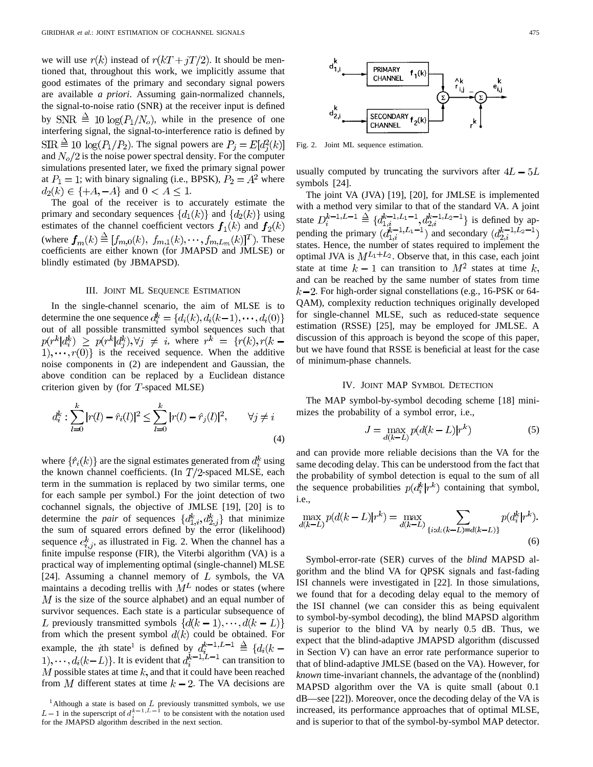we will use $r(k)$ instead of $r(kT+jT/2)$. It should be mentioned that, throughout this work, we implicitly assume that good estimates of the primary and secondary signal powers are available *a priori*. Assuming gain-normalized channels, the signal-to-noise ratio (SNR) at the receiver input is defined by $\text{SNR} \triangleq 10\log(P_1/N_o)$, while in the presence of one interfering signal, the signal-to-interference ratio is defined by $\text{SIR} \triangleq 10\ \log(P_1/P_2)$. The signal powers are $P_j = E[d_j^2(k)]$ and $N_o/2$ is the noise power spectral density. For the computer simulations presented later, we fixed the primary signal power at $P_1 = 1$; with binary signaling (i.e., BPSK), $P_2 = A^2$ where $d_2(k) \in \{+A, -A\}$ and $0 < A \leq 1$.

The goal of the receiver is to accurately estimate the primary and secondary sequences $\{d_1(k)\}$ and $\{d_2(k)\}$ using estimates of the channel coefficient vectors $\boldsymbol{f}_1(k)$ and $\boldsymbol{f}_2(k)$ (where $\boldsymbol{f}_m(k) \triangleq [f_{m,0}(k),\ f_{m,1}(k), \cdots, f_{m,L_m}(k)]^T$). These coefficients are either known (for JMAPSD and JMLSE) or blindly estimated (by JBMAPSD).

## III. Joint ML Sequence Estimation

In the single-channel scenario, the aim of MLSE is to determine the one sequence $d_i^k = \{d_i(k), d_i(k-1), \cdots, d_i(0)\}$ out of all possible transmitted symbol sequences such that $p(r^k|d_i^k) \geq p(r^k|d_j^k), \forall j \neq i$, where $r^k = \{r(k), r(k-1), \cdots, r(0)\}$ is the received sequence. When the additive noise components in (2) are independent and Gaussian, the above condition can be replaced by a Euclidean distance criterion given by (for $T$-spaced MLSE)

$$d_i^k : \sum_{l=0}^{k} |r(l) - \hat{r}_i(l)|^2 \leq \sum_{l=0}^{k} |r(l) - \hat{r}_j(l)|^2, \qquad \forall j \neq i \tag{4}$$

where $\{\hat{r}_i(k)\}$ are the signal estimates generated from $d_i^k$ using the known channel coefficients. (In $T/2$-spaced MLSE, each term in the summation is replaced by two similar terms, one for each sample per symbol.) For the joint detection of two cochannel signals, the objective of JMLSE [19], [20] is to determine the *pair* of sequences $\{d_{1,i}^k, d_{2,j}^k\}$ that minimize the sum of squared errors defined by the error (likelihood) sequence $e_{i,j}^k$, as illustrated in Fig. 2. When the channel has a finite impulse response (FIR), the Viterbi algorithm (VA) is a practical way of implementing optimal (single-channel) MLSE [24]. Assuming a channel memory of $L$ symbols, the VA maintains a decoding trellis with $M^L$ nodes or states (where $M$ is the size of the source alphabet) and an equal number of survivor sequences. Each state is a particular subsequence of $L$ previously transmitted symbols $\{d(k-1), \cdots, d(k-L)\}$ from which the present symbol $d(k)$ could be obtained. For example, the $i$th state[1] is defined by $d_i^{k-1,L-1} \triangleq \{d_i(k-1), \cdots, d_i(k-L)\}$. It is evident that $d_i^{k-1,L-1}$ can transition to $M$ possible states at time $k$, and that it could have been reached from $M$ different states at time $k-2$. The VA decisions are usually computed by truncating the survivors after $4L-5L$ symbols [24].

[1] Although a state is based on $L$ previously transmitted symbols, we use $L-1$ in the superscript of $d_i^{k-1,L-1}$ to be consistent with the notation used for the JMAPSD algorithm described in the next section.

Fig. 2. Joint ML sequence estimation.

The joint VA (JVA) [19], [20], for JMLSE is implemented with a method very similar to that of the standard VA. A joint state $D_i^{k-1,L-1} \triangleq \{d_{1,i}^{k-1,L_1-1}, d_{2,i}^{k-1,L_2-1}\}$ is defined by appending the primary $(d_{1,i}^{k-1,L_1-1})$ and secondary $(d_{2,i}^{k-1,L_2-1})$ states. Hence, the number of states required to implement the optimal JVA is $M^{L_1+L_2}$. Observe that, in this case, each joint state at time $k-1$ can transition to $M^2$ states at time $k$, and can be reached by the same number of states from time $k-2$. For high-order signal constellations (e.g., 16-PSK or 64-QAM), complexity reduction techniques originally developed for single-channel MLSE, such as reduced-state sequence estimation (RSSE) [25], may be employed for JMLSE. A discussion of this approach is beyond the scope of this paper, but we have found that RSSE is beneficial at least for the case of minimum-phase channels.

## IV. Joint MAP Symbol Detection

The MAP symbol-by-symbol decoding scheme [18] minimizes the probability of a symbol error, i.e.,

$$J = \max_{d(k-L)} p(d(k-L)|r^k) \tag{5}$$

and can provide more reliable decisions than the VA for the same decoding delay. This can be understood from the fact that the probability of symbol detection is equal to the sum of all the sequence probabilities $p(d_i^k|r^k)$ containing that symbol, i.e.,

$$\max_{d(k-L)} p(d(k-L)|r^k) = \max_{d(k-L)} \sum_{\{i:d_i(k-L)=d(k-L)\}} p(d_i^k|r^k). \tag{6}$$

Symbol-error-rate (SER) curves of the *blind* MAPSD algorithm and the blind VA for QPSK signals and fast-fading ISI channels were investigated in [22]. In those simulations, we found that for a decoding delay equal to the memory of the ISI channel (we can consider this as being equivalent to symbol-by-symbol decoding), the blind MAPSD algorithm is superior to the blind VA by nearly 0.5 dB. Thus, we expect that the blind-adaptive JMAPSD algorithm (discussed in Section V) can have an error rate performance superior to that of blind-adaptive JMLSE (based on the VA). However, for *known* time-invariant channels, the advantage of the (nonblind) MAPSD algorithm over the VA is quite small (about 0.1 dB—see [22]). Moreover, once the decoding delay of the VA is increased, its performance approaches that of optimal MLSE, and is superior to that of the symbol-by-symbol MAP detector.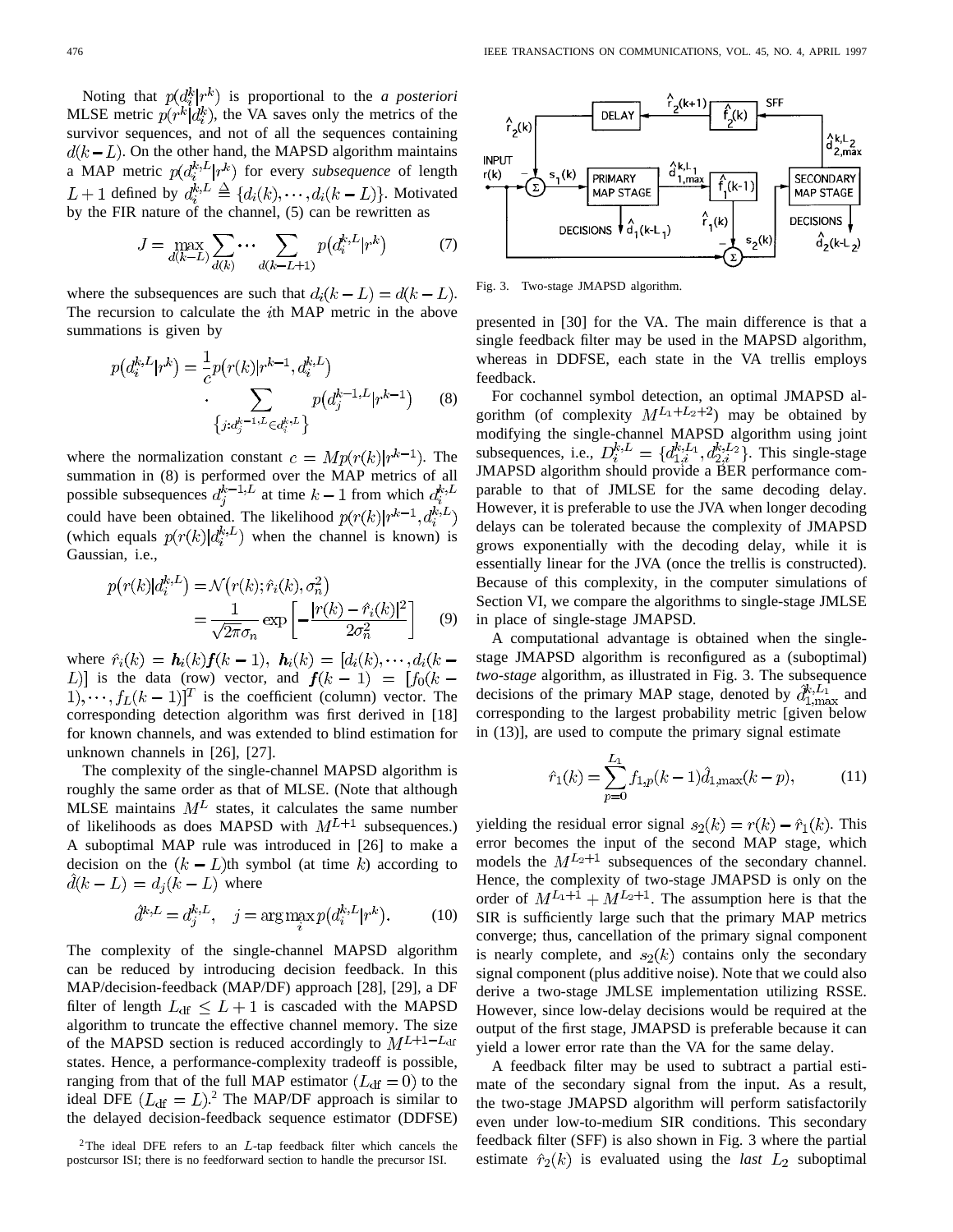Noting that $p(d_i^k|r^k)$ is proportional to the *a posteriori* MLSE metric $p(r^k|d_i^k)$, the VA saves only the metrics of the survivor sequences, and not of all the sequences containing $d(k-L)$. On the other hand, the MAPSD algorithm maintains a MAP metric $p(d_i^{k,L}|r^k)$ for every *subsequence* of length $L+1$ defined by $d_i^{k,L} \triangleq \{d_i(k), \cdots, d_i(k-L)\}$. Motivated by the FIR nature of the channel, (5) can be rewritten as

$$J = \max_{d(k-L)} \sum_{d(k)} \cdots \sum_{d(k-L+1)} p\left(d_i^{k,L}|r^k\right) \tag{7}$$

where the subsequences are such that $d_i(k-L) = d(k-L)$. The recursion to calculate the $i$th MAP metric in the above summations is given by

$$p\left(d_i^{k,L}|r^k\right) = \frac{1}{c} p\left(r(k)|r^{k-1}, d_i^{k,L}\right) \cdot \sum_{\left\{j: d_j^{k-1,L} \in d_i^{k,L}\right\}} p\left(d_j^{k-1,L}|r^{k-1}\right) \tag{8}$$

where the normalization constant $c = Mp(r(k)|r^{k-1})$. The summation in (8) is performed over the MAP metrics of all possible subsequences $d_j^{k-1,L}$ at time $k-1$ from which $d_i^{k,L}$ could have been obtained. The likelihood $p(r(k)|r^{k-1}, d_i^{k,L})$ (which equals $p(r(k)|d_i^{k,L})$ when the channel is known) is Gaussian, i.e.,

$$p\left(r(k)|d_i^{k,L}\right) = \mathcal{N}\left(r(k); \hat{r}_i(k), \sigma_n^2\right) = \frac{1}{\sqrt{2\pi}\sigma_n} \exp\left[-\frac{|r(k) - \hat{r}_i(k)|^2}{2\sigma_n^2}\right] \tag{9}$$

where $\hat{r}_i(k) = \boldsymbol{h}_i(k)\boldsymbol{f}(k-1)$, $\boldsymbol{h}_i(k) = [d_i(k), \cdots, d_i(k-L)]$ is the data (row) vector, and $\boldsymbol{f}(k-1) = [f_0(k-1), \cdots, f_L(k-1)]^T$ is the coefficient (column) vector. The corresponding detection algorithm was first derived in [18] for known channels, and was extended to blind estimation for unknown channels in [26], [27].

The complexity of the single-channel MAPSD algorithm is roughly the same order as that of MLSE. (Note that although MLSE maintains $M^L$ states, it calculates the same number of likelihoods as does MAPSD with $M^{L+1}$ subsequences.) A suboptimal MAP rule was introduced in [26] to make a decision on the $(k-L)$th symbol (at time $k$) according to $\hat{d}(k-L) = d_j(k-L)$ where

$$\hat{d}^{k,L} = d_j^{k,L}, \quad j = \arg\max_i p\left(d_i^{k,L}|r^k\right). \tag{10}$$

The complexity of the single-channel MAPSD algorithm can be reduced by introducing decision feedback. In this MAP/decision-feedback (MAP/DF) approach [28], [29], a DF filter of length $L_{\mathrm{df}} \leq L+1$ is cascaded with the MAPSD algorithm to truncate the effective channel memory. The size of the MAPSD section is reduced accordingly to $M^{L+1-L_{\mathrm{df}}}$ states. Hence, a performance-complexity tradeoff is possible, ranging from that of the full MAP estimator $(L_{\mathrm{df}} = 0)$ to the ideal DFE $(L_{\mathrm{df}} = L)$.[2] The MAP/DF approach is similar to the delayed decision-feedback sequence estimator (DDFSE) presented in [30] for the VA. The main difference is that a single feedback filter may be used in the MAPSD algorithm, whereas in DDFSE, each state in the VA trellis employs feedback.

[2] The ideal DFE refers to an $L$-tap feedback filter which cancels the postcursor ISI; there is no feedforward section to handle the precursor ISI.

Fig. 3. Two-stage JMAPSD algorithm.

For cochannel symbol detection, an optimal JMAPSD algorithm (of complexity $M^{L_1+L_2+2}$) may be obtained by modifying the single-channel MAPSD algorithm using joint subsequences, i.e., $D_i^{k,L} = \{d_{1,i}^{k,L_1}, d_{2,i}^{k,L_2}\}$. This single-stage JMAPSD algorithm should provide a BER performance comparable to that of JMLSE for the same decoding delay. However, it is preferable to use the JVA when longer decoding delays can be tolerated because the complexity of JMAPSD grows exponentially with the decoding delay, while it is essentially linear for the JVA (once the trellis is constructed). Because of this complexity, in the computer simulations of Section VI, we compare the algorithms to single-stage JMLSE in place of single-stage JMAPSD.

A computational advantage is obtained when the single-stage JMAPSD algorithm is reconfigured as a (suboptimal) *two-stage* algorithm, as illustrated in Fig. 3. The subsequence decisions of the primary MAP stage, denoted by $\hat{d}_{1,\max}^{k,L_1}$ and corresponding to the largest probability metric [given below in (13)], are used to compute the primary signal estimate

$$\hat{r}_1(k) = \sum_{p=0}^{L_1} f_{1,p}(k-1)\hat{d}_{1,\max}(k-p), \tag{11}$$

yielding the residual error signal $s_2(k) = r(k) - \hat{r}_1(k)$. This error becomes the input of the second MAP stage, which models the $M^{L_2+1}$ subsequences of the secondary channel. Hence, the complexity of two-stage JMAPSD is only on the order of $M^{L_1+1} + M^{L_2+1}$. The assumption here is that the SIR is sufficiently large such that the primary MAP metrics converge; thus, cancellation of the primary signal component is nearly complete, and $s_2(k)$ contains only the secondary signal component (plus additive noise). Note that we could also derive a two-stage JMLSE implementation utilizing RSSE. However, since low-delay decisions would be required at the output of the first stage, JMAPSD is preferable because it can yield a lower error rate than the VA for the same delay.

A feedback filter may be used to subtract a partial estimate of the secondary signal from the input. As a result, the two-stage JMAPSD algorithm will perform satisfactorily even under low-to-medium SIR conditions. This secondary feedback filter (SFF) is also shown in Fig. 3 where the partial estimate $\hat{r}_2(k)$ is evaluated using the *last* $L_2$ suboptimal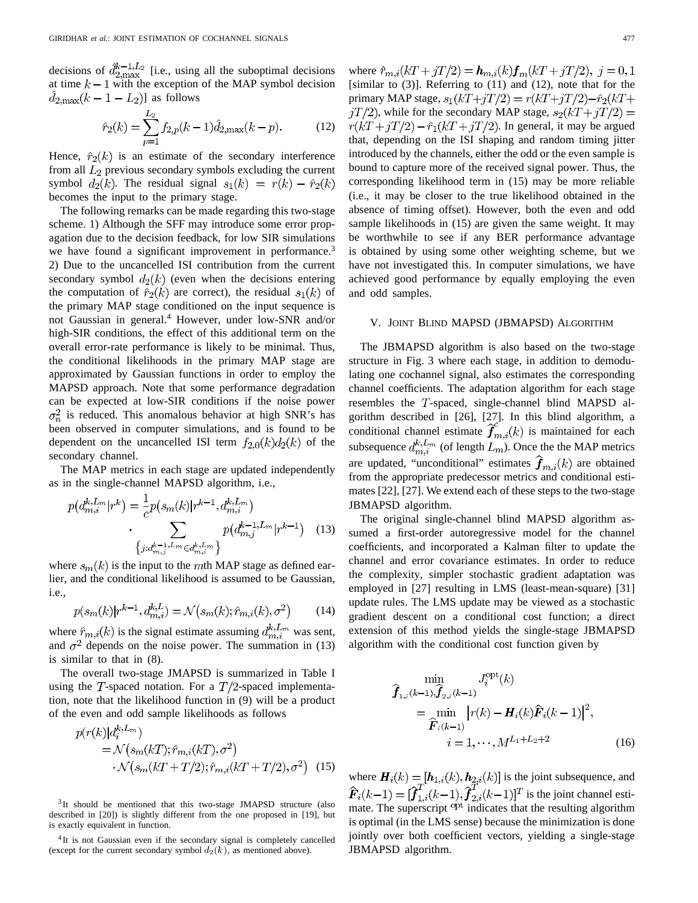decisions of $\hat{d}^{k-1,L_2}_{2,\max}$ [i.e., using all the suboptimal decisions at time $k-1$ with the exception of the MAP symbol decision $\hat{d}_{2,\max}(k-1-L_2)$] as follows

$$\hat{r}_2(k) = \sum_{p=1}^{L_2} f_{2,p}(k-1)\hat{d}_{2,\max}(k-p). \tag{12}$$

Hence, $\hat{r}_2(k)$ is an estimate of the secondary interference from all $L_2$ previous secondary symbols excluding the current symbol $d_2(k)$. The residual signal $s_1(k) = r(k) - \hat{r}_2(k)$ becomes the input to the primary stage.

The following remarks can be made regarding this two-stage scheme. 1) Although the SFF may introduce some error propagation due to the decision feedback, for low SIR simulations we have found a significant improvement in performance.[3] 2) Due to the uncancelled ISI contribution from the current secondary symbol $d_2(k)$ (even when the decisions entering the computation of $\hat{r}_2(k)$ are correct), the residual $s_1(k)$ of the primary MAP stage conditioned on the input sequence is not Gaussian in general.[4] However, under low-SNR and/or high-SIR conditions, the effect of this additional term on the overall error-rate performance is likely to be minimal. Thus, the conditional likelihoods in the primary MAP stage are approximated by Gaussian functions in order to employ the MAPSD approach. Note that some performance degradation can be expected at low-SIR conditions if the noise power $\sigma_n^2$ is reduced. This anomalous behavior at high SNR's has been observed in computer simulations, and is found to be dependent on the uncancelled ISI term $f_{2,0}(k)d_2(k)$ of the secondary channel.

The MAP metrics in each stage are updated independently as in the single-channel MAPSD algorithm, i.e.,

$$p(d^{k,L_m}_{m,i}|r^k) = \frac{1}{c} p(s_m(k)|r^{k-1}, d^{k,L_m}_{m,i}) \cdot \sum_{\{j: d^{k-1,L_m}_{m,j} \in d^{k,L_m}_{m,i}\}} p(d^{k-1,L_m}_{m,j}|r^{k-1}) \tag{13}$$

where $s_m(k)$ is the input to the $m$th MAP stage as defined earlier, and the conditional likelihood is assumed to be Gaussian, i.e.,

$$p(s_m(k)|r^{k-1}, d^{k,L}_{m,i}) = \mathcal{N}(s_m(k); \hat{r}_{m,i}(k), \sigma^2) \tag{14}$$

where $\hat{r}_{m,i}(k)$ is the signal estimate assuming $d^{k,L_m}_{m,i}$ was sent, and $\sigma^2$ depends on the noise power. The summation in (13) is similar to that in (8).

The overall two-stage JMAPSD is summarized in Table I using the $T$-spaced notation. For a $T/2$-spaced implementation, note that the likelihood function in (9) will be a product of the even and odd sample likelihoods as follows

$$\begin{aligned} p(r(k)|d^{k,L_m}_i) &= \mathcal{N}(s_m(kT); \hat{r}_{m,i}(kT), \sigma^2) \\ &\quad \cdot \mathcal{N}(s_m(kT+T/2); \hat{r}_{m,i}(kT+T/2), \sigma^2) \end{aligned} \tag{15}$$

where $\hat{r}_{m,i}(kT+jT/2) = \boldsymbol{h}_{m,i}(k)\boldsymbol{f}_m(kT+jT/2),\ j=0,1$ [similar to (3)]. Referring to (11) and (12), note that for the primary MAP stage, $s_1(kT+jT/2) = r(kT+jT/2) - \hat{r}_2(kT+jT/2)$, while for the secondary MAP stage, $s_2(kT+jT/2) = r(kT+jT/2) - \hat{r}_1(kT+jT/2)$. In general, it may be argued that, depending on the ISI shaping and random timing jitter introduced by the channels, either the odd or the even sample is bound to capture more of the received signal power. Thus, the corresponding likelihood term in (15) may be more reliable (i.e., it may be closer to the true likelihood obtained in the absence of timing offset). However, both the even and odd sample likelihoods in (15) are given the same weight. It may be worthwhile to see if any BER performance advantage is obtained by using some other weighting scheme, but we have not investigated this. In computer simulations, we have achieved good performance by equally employing the even and odd samples.

## V. Joint Blind MAPSD (JBMAPSD) Algorithm

The JBMAPSD algorithm is also based on the two-stage structure in Fig. 3 where each stage, in addition to demodulating one cochannel signal, also estimates the corresponding channel coefficients. The adaptation algorithm for each stage resembles the $T$-spaced, single-channel blind MAPSD algorithm described in [26], [27]. In this blind algorithm, a conditional channel estimate $\hat{\boldsymbol{f}}^c_{m,i}(k)$ is maintained for each subsequence $d^{k,L_m}_{m,i}$ (of length $L_m$). Once the the MAP metrics are updated, "unconditional" estimates $\hat{\boldsymbol{f}}_{m,i}(k)$ are obtained from the appropriate predecessor metrics and conditional estimates [22], [27]. We extend each of these steps to the two-stage JBMAPSD algorithm.

The original single-channel blind MAPSD algorithm assumed a first-order autoregressive model for the channel coefficients, and incorporated a Kalman filter to update the channel and error covariance estimates. In order to reduce the complexity, simpler stochastic gradient adaptation was employed in [27] resulting in LMS (least-mean-square) [31] update rules. The LMS update may be viewed as a stochastic gradient descent on a conditional cost function; a direct extension of this method yields the single-stage JBMAPSD algorithm with the conditional cost function given by

$$\begin{aligned} \min_{\hat{\boldsymbol{f}}_{1,i}(k-1), \hat{\boldsymbol{f}}_{2,i}(k-1)} J^{\text{opt}}_i(k) &= \min_{\hat{\boldsymbol{F}}_i(k-1)} \left| r(k) - \boldsymbol{H}_i(k)\hat{\boldsymbol{F}}_i(k-1) \right|^2, \\ i &= 1, \cdots, M^{L_1+L_2+2} \end{aligned} \tag{16}$$

where $\boldsymbol{H}_i(k) = [\boldsymbol{h}_{1,i}(k), \boldsymbol{h}_{2,i}(k)]$ is the joint subsequence, and $\hat{\boldsymbol{F}}_i(k-1) = [\hat{\boldsymbol{f}}^T_{1,i}(k-1), \hat{\boldsymbol{f}}^T_{2,i}(k-1)]^T$ is the joint channel estimate. The superscript $^{\text{opt}}$ indicates that the resulting algorithm is optimal (in the LMS sense) because the minimization is done jointly over both coefficient vectors, yielding a single-stage JBMAPSD algorithm.

---

[3] It should be mentioned that this two-stage JMAPSD structure (also described in [20]) is slightly different from the one proposed in [19], but is exactly equivalent in function.

[4] It is not Gaussian even if the secondary signal is completely cancelled (except for the current secondary symbol $d_2(k)$, as mentioned above).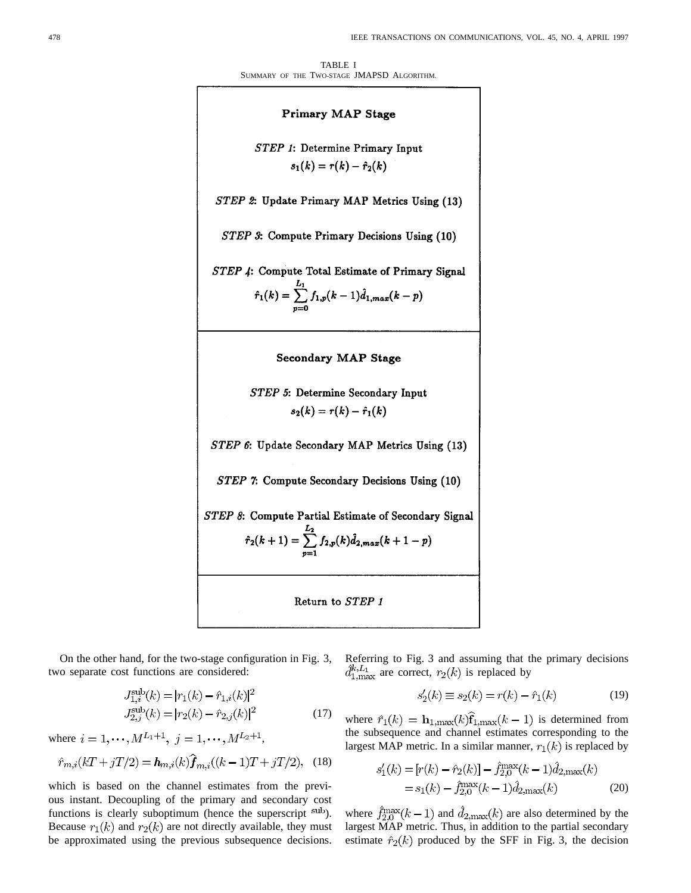TABLE I
SUMMARY OF THE TWO-STAGE JMAPSD ALGORITHM.

**Primary MAP Stage**

*STEP 1*: **Determine Primary Input**

$$s_1(k) = r(k) - \hat{r}_2(k)$$

*STEP 2*: **Update Primary MAP Metrics Using (13)**

*STEP 3*: **Compute Primary Decisions Using (10)**

*STEP 4*: **Compute Total Estimate of Primary Signal**

$$\hat{r}_1(k) = \sum_{p=0}^{L_1} f_{1,p}(k-1)\hat{d}_{1,max}(k-p)$$

**Secondary MAP Stage**

*STEP 5*: **Determine Secondary Input**

$$s_2(k) = r(k) - \hat{r}_1(k)$$

*STEP 6*: **Update Secondary MAP Metrics Using (13)**

*STEP 7*: **Compute Secondary Decisions Using (10)**

*STEP 8*: **Compute Partial Estimate of Secondary Signal**

$$\hat{r}_2(k+1) = \sum_{p=1}^{L_2} f_{2,p}(k)\hat{d}_{2,max}(k+1-p)$$

**Return to** *STEP 1*

On the other hand, for the two-stage configuration in Fig. 3, two separate cost functions are considered:

$$\begin{aligned} J_{1,i}^{\text{sub}}(k) &= |r_1(k) - \hat{r}_{1,i}(k)|^2 \\ J_{2,j}^{\text{sub}}(k) &= |r_2(k) - \hat{r}_{2,j}(k)|^2 \end{aligned} \tag{17}$$

where $i = 1, \cdots, M^{L_1+1},\ j = 1, \cdots, M^{L_2+1}$,

$$\hat{r}_{m,i}(kT + jT/2) = \boldsymbol{h}_{m,i}(k)\hat{\boldsymbol{f}}_{m,i}((k-1)T + jT/2), \tag{18}$$

which is based on the channel estimates from the previous instant. Decoupling of the primary and secondary cost functions is clearly suboptimum (hence the superscript $^{\text{sub}}$). Because $r_1(k)$ and $r_2(k)$ are not directly available, they must be approximated using the previous subsequence decisions. Referring to Fig. 3 and assuming that the primary decisions $\hat{d}_{1,\max}^{k,L_1}$ are correct, $r_2(k)$ is replaced by

$$s_2'(k) \equiv s_2(k) = r(k) - \hat{r}_1(k) \tag{19}$$

where $\hat{r}_1(k) = \mathbf{h}_{1,\max}(k)\hat{\mathbf{f}}_{1,\max}(k-1)$ is determined from the subsequence and channel estimates corresponding to the largest MAP metric. In a similar manner, $r_1(k)$ is replaced by

$$\begin{aligned} s_1'(k) &= [r(k) - \hat{r}_2(k)] - \hat{f}_{2,0}^{\max}(k-1)\hat{d}_{2,\max}(k) \\ &= s_1(k) - \hat{f}_{2,0}^{\max}(k-1)\hat{d}_{2,\max}(k) \end{aligned} \tag{20}$$

where $\hat{f}_{2,0}^{\max}(k-1)$ and $\hat{d}_{2,\max}(k)$ are also determined by the largest MAP metric. Thus, in addition to the partial secondary estimate $\hat{r}_2(k)$ produced by the SFF in Fig. 3, the decision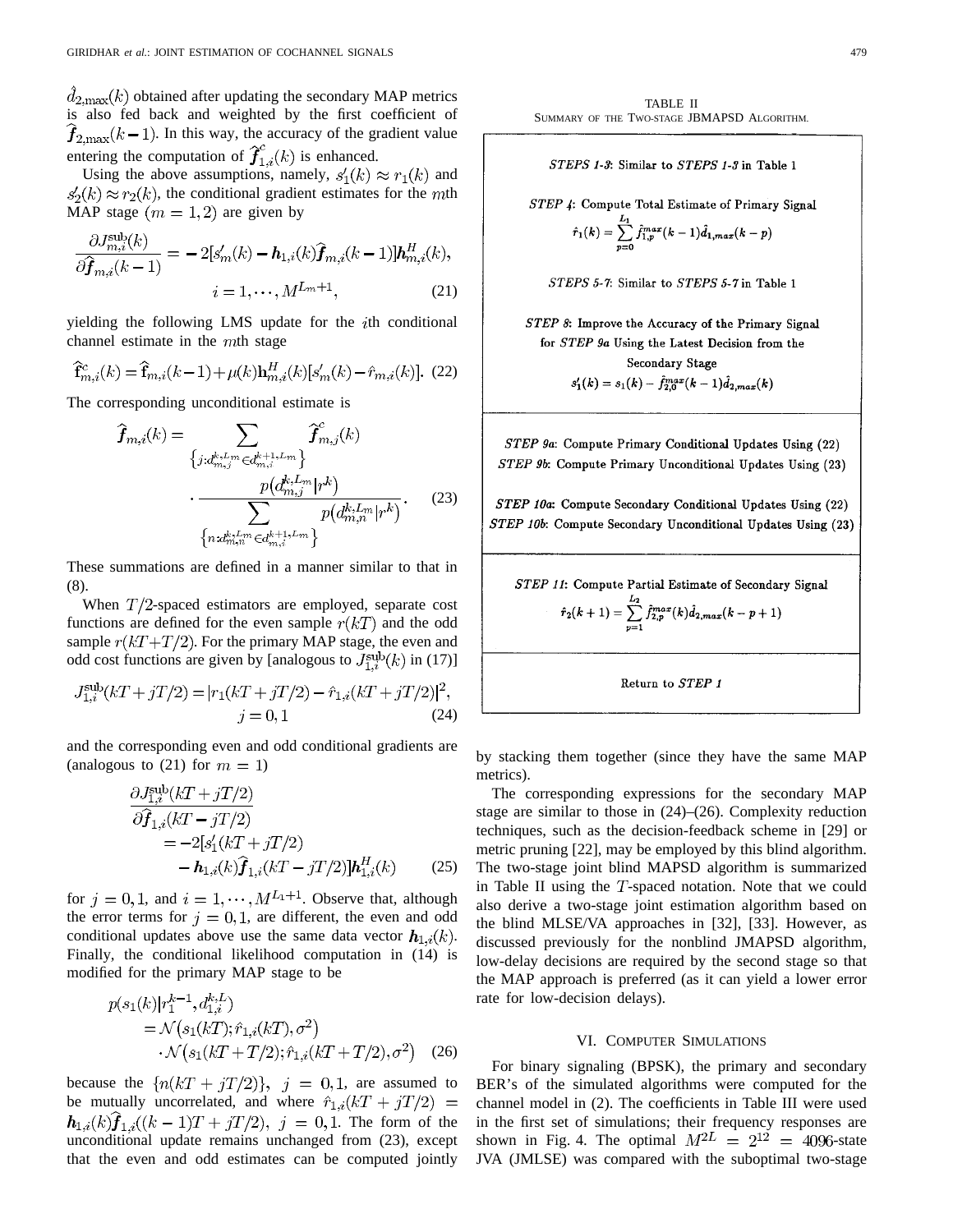$\hat{d}_{2,\max}(k)$ obtained after updating the secondary MAP metrics is also fed back and weighted by the first coefficient of $\widehat{\boldsymbol{f}}_{2,\max}(k-1)$. In this way, the accuracy of the gradient value entering the computation of $\widehat{\boldsymbol{f}}^{c}_{1,i}(k)$ is enhanced.

Using the above assumptions, namely, $s'_1(k) \approx r_1(k)$ and $s'_2(k) \approx r_2(k)$, the conditional gradient estimates for the $m$th MAP stage $(m = 1, 2)$ are given by

$$\frac{\partial J^{\text{sub}}_{m,i}(k)}{\partial \widehat{\boldsymbol{f}}_{m,i}(k-1)} = -2[s'_m(k) - \boldsymbol{h}_{1,i}(k)\widehat{\boldsymbol{f}}_{m,i}(k-1)]\boldsymbol{h}^H_{m,i}(k), \quad i = 1, \cdots, M^{L_m+1}, \tag{21}$$

yielding the following LMS update for the $i$th conditional channel estimate in the $m$th stage

$$\widehat{\mathbf{f}}^{c}_{m,i}(k) = \widehat{\mathbf{f}}_{m,i}(k-1) + \mu(k)\mathbf{h}^H_{m,i}(k)[s'_m(k) - \hat{r}_{m,i}(k)]. \tag{22}$$

The corresponding unconditional estimate is

$$\widehat{\boldsymbol{f}}_{m,i}(k) = \sum_{\left\{j:d^{k,L_m}_{m,j} \in d^{k+1,L_m}_{m,i}\right\}} \widehat{\boldsymbol{f}}^{c}_{m,j}(k) \cdot \frac{p\left(d^{k,L_m}_{m,j} | r^k\right)}{\sum_{\left\{n:d^{k,L_m}_{m,n} \in d^{k+1,L_m}_{m,i}\right\}} p\left(d^{k,L_m}_{m,n} | r^k\right)}. \tag{23}$$

These summations are defined in a manner similar to that in (8).

When $T/2$-spaced estimators are employed, separate cost functions are defined for the even sample $r(kT)$ and the odd sample $r(kT+T/2)$. For the primary MAP stage, the even and odd cost functions are given by [analogous to $J^{\text{sub}}_{1,i}(k)$ in (17)]

$$J^{\text{sub}}_{1,i}(kT + jT/2) = |r_1(kT + jT/2) - \hat{r}_{1,i}(kT + jT/2)|^2, \quad j = 0, 1 \tag{24}$$

and the corresponding even and odd conditional gradients are (analogous to (21) for $m = 1$)

$$\begin{aligned}\frac{\partial J^{\text{sub}}_{1,i}(kT + jT/2)}{\partial \widehat{\boldsymbol{f}}_{1,i}(kT - jT/2)} &= -2[s'_1(kT + jT/2) \\ &\quad - \boldsymbol{h}_{1,i}(k)\widehat{\boldsymbol{f}}_{1,i}(kT - jT/2)]\boldsymbol{h}^H_{1,i}(k)\end{aligned} \tag{25}$$

for $j = 0, 1$, and $i = 1, \cdots, M^{L_1+1}$. Observe that, although the error terms for $j = 0, 1$, are different, the even and odd conditional updates above use the same data vector $\boldsymbol{h}_{1,i}(k)$. Finally, the conditional likelihood computation in (14) is modified for the primary MAP stage to be

$$\begin{aligned}p(s_1(k) | r^{k-1}_1, d^{k,L}_{1,i}) &= \mathcal{N}\left(s_1(kT); \hat{r}_{1,i}(kT), \sigma^2\right) \\ &\quad \cdot \mathcal{N}\left(s_1(kT + T/2); \hat{r}_{1,i}(kT + T/2), \sigma^2\right)\end{aligned} \tag{26}$$

because the $\{n(kT + jT/2)\}$, $j = 0, 1$, are assumed to be mutually uncorrelated, and where $\hat{r}_{1,i}(kT + jT/2) = \boldsymbol{h}_{1,i}(k)\widehat{\boldsymbol{f}}_{1,i}((k-1)T + jT/2)$, $j = 0, 1$. The form of the unconditional update remains unchanged from (23), except that the even and odd estimates can be computed jointly by stacking them together (since they have the same MAP metrics).

The corresponding expressions for the secondary MAP stage are similar to those in (24)–(26). Complexity reduction techniques, such as the decision-feedback scheme in [29] or metric pruning [22], may be employed by this blind algorithm. The two-stage joint blind MAPSD algorithm is summarized in Table II using the $T$-spaced notation. Note that we could also derive a two-stage joint estimation algorithm based on the blind MLSE/VA approaches in [32], [33]. However, as discussed previously for the nonblind JMAPSD algorithm, low-delay decisions are required by the second stage so that the MAP approach is preferred (as it can yield a lower error rate for low-decision delays).

TABLE II
SUMMARY OF THE TWO-STAGE JBMAPSD ALGORITHM.

| |
|---|
| ***STEPS 1-3***: Similar to ***STEPS 1-3*** in Table 1 <br><br> ***STEP 4***: Compute Total Estimate of Primary Signal <br> $\hat{r}_1(k) = \sum_{p=0}^{L_1} \hat{f}^{max}_{1,p}(k-1)\hat{d}_{1,max}(k-p)$ <br><br> ***STEPS 5-7***: Similar to ***STEPS 5-7*** in Table 1 <br><br> ***STEP 8***: **Improve the Accuracy of the Primary Signal for *STEP 9a* Using the Latest Decision from the Secondary Stage** <br> $s'_1(k) = s_1(k) - \hat{f}^{max}_{2,0}(k-1)\hat{d}_{2,max}(k)$ |
| ***STEP 9a***: **Compute Primary Conditional Updates Using (22)** <br> ***STEP 9b***: **Compute Primary Unconditional Updates Using (23)** <br><br> ***STEP 10a***: **Compute Secondary Conditional Updates Using (22)** <br> ***STEP 10b***: **Compute Secondary Unconditional Updates Using (23)** |
| ***STEP 11***: **Compute Partial Estimate of Secondary Signal** <br> $\hat{r}_2(k+1) = \sum_{p=1}^{L_2} \hat{f}^{max}_{2,p}(k)\hat{d}_{2,max}(k-p+1)$ |
| **Return to *STEP 1*** |

## VI. Computer Simulations

For binary signaling (BPSK), the primary and secondary BER's of the simulated algorithms were computed for the channel model in (2). The coefficients in Table III were used in the first set of simulations; their frequency responses are shown in Fig. 4. The optimal $M^{2L} = 2^{12} = 4096$-state JVA (JMLSE) was compared with the suboptimal two-stage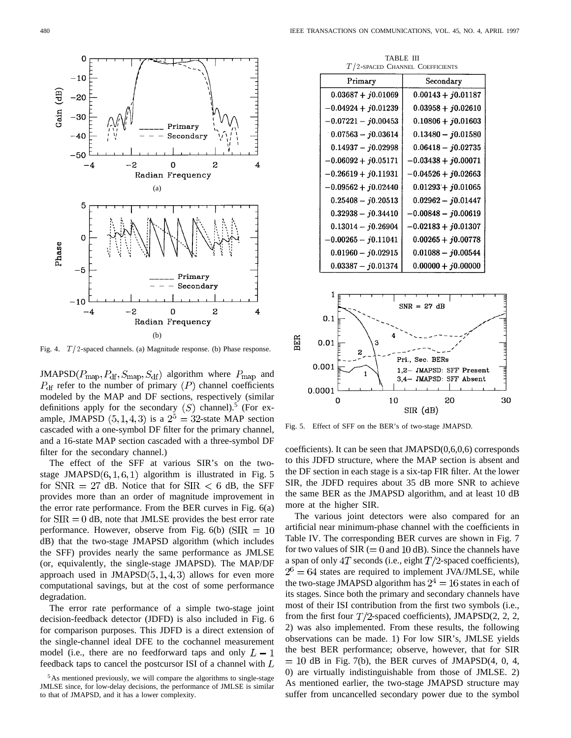Fig. 4. $T/2$-spaced channels. (a) Magnitude response. (b) Phase response.

TABLE III
$T/2$-SPACED CHANNEL COEFFICIENTS

| Primary | Secondary |
|---|---|
| $0.03687 + j0.01069$ | $0.00143 + j0.01187$ |
| $-0.04924 + j0.01239$ | $0.03958 + j0.02610$ |
| $-0.07221 - j0.00453$ | $0.10806 + j0.01603$ |
| $0.07563 - j0.03614$ | $0.13480 - j0.01580$ |
| $0.14937 - j0.02998$ | $0.06418 - j0.02735$ |
| $-0.06092 + j0.05171$ | $-0.03438 + j0.00071$ |
| $-0.26619 + j0.11931$ | $-0.04526 + j0.02663$ |
| $-0.09562 + j0.02440$ | $0.01293 + j0.01065$ |
| $0.25408 - j0.20513$ | $0.02962 - j0.01447$ |
| $0.32938 - j0.34410$ | $-0.00848 - j0.00619$ |
| $0.13014 - j0.26904$ | $-0.02183 + j0.01307$ |
| $-0.00265 - j0.11041$ | $0.00265 + j0.00778$ |
| $0.01960 - j0.02915$ | $0.01088 - j0.00544$ |
| $0.03387 - j0.01374$ | $0.00000 + j0.00000$ |

Fig. 5. Effect of SFF on the BER's of two-stage JMAPSD.

JMAPSD$(P_{\rm map}, P_{\rm df}, S_{\rm map}, S_{\rm df})$ algorithm where $P_{\rm map}$ and $P_{\rm df}$ refer to the number of primary $(P)$ channel coefficients modeled by the MAP and DF sections, respectively (similar definitions apply for the secondary $(S)$ channel).[5] (For example, JMAPSD $(5,1,4,3)$ is a $2^5 = 32$-state MAP section cascaded with a one-symbol DF filter for the primary channel, and a 16-state MAP section cascaded with a three-symbol DF filter for the secondary channel.)

The effect of the SFF at various SIR's on the two-stage JMAPSD$(6,1,6,1)$ algorithm is illustrated in Fig. 5 for $\text{SNR} = 27$ dB. Notice that for $\text{SIR} < 6$ dB, the SFF provides more than an order of magnitude improvement in the error rate performance. From the BER curves in Fig. 6(a) for $\text{SIR} = 0$ dB, note that JMLSE provides the best error rate performance. However, observe from Fig. 6(b) ($\text{SIR} = 10$ dB) that the two-stage JMAPSD algorithm (which includes the SFF) provides nearly the same performance as JMLSE (or, equivalently, the single-stage JMAPSD). The MAP/DF approach used in JMAPSD$(5,1,4,3)$ allows for even more computational savings, but at the cost of some performance degradation.

The error rate performance of a simple two-stage joint decision-feedback detector (JDFD) is also included in Fig. 6 for comparison purposes. This JDFD is a direct extension of the single-channel ideal DFE to the cochannel measurement model (i.e., there are no feedforward taps and only $L-1$ feedback taps to cancel the postcursor ISI of a channel with $L$ coefficients). It can be seen that JMAPSD(0,6,0,6) corresponds to this JDFD structure, where the MAP section is absent and the DF section in each stage is a six-tap FIR filter. At the lower SIR, the JDFD requires about 35 dB more SNR to achieve the same BER as the JMAPSD algorithm, and at least 10 dB more at the higher SIR.

The various joint detectors were also compared for an artificial near minimum-phase channel with the coefficients in Table IV. The corresponding BER curves are shown in Fig. 7 for two values of SIR ($= 0$ and $10$ dB). Since the channels have a span of only $4T$ seconds (i.e., eight $T/2$-spaced coefficients), $2^6 = 64$ states are required to implement JVA/JMLSE, while the two-stage JMAPSD algorithm has $2^4 = 16$ states in each of its stages. Since both the primary and secondary channels have most of their ISI contribution from the first two symbols (i.e., from the first four $T/2$-spaced coefficients), JMAPSD(2, 2, 2, 2) was also implemented. From these results, the following observations can be made. 1) For low SIR's, JMLSE yields the best BER performance; observe, however, that for SIR $= 10$ dB in Fig. 7(b), the BER curves of JMAPSD(4, 0, 4, 0) are virtually indistinguishable from those of JMLSE. 2) As mentioned earlier, the two-stage JMAPSD structure may suffer from uncancelled secondary power due to the symbol

[5] As mentioned previously, we will compare the algorithms to single-stage JMLSE since, for low-delay decisions, the performance of JMLSE is similar to that of JMAPSD, and it has a lower complexity.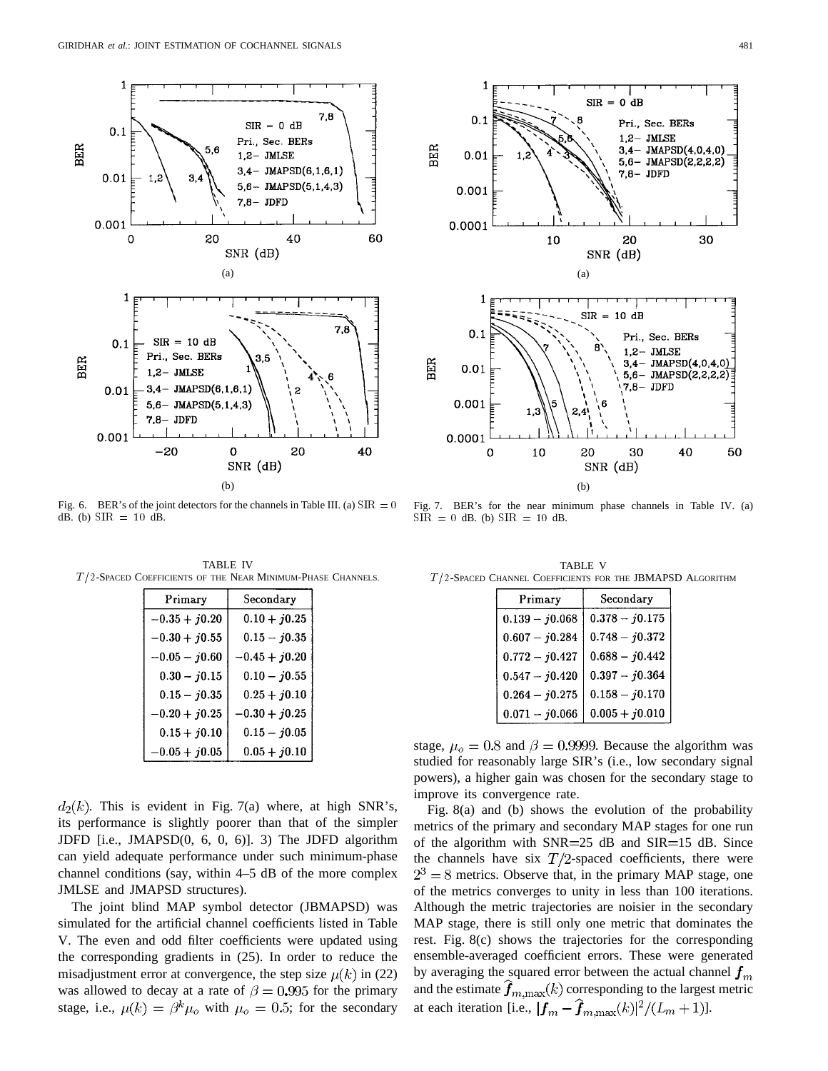Fig. 6. BER's of the joint detectors for the channels in Table III. (a) SIR $= 0$ dB. (b) SIR $= 10$ dB.

Fig. 7. BER's for the near minimum phase channels in Table IV. (a) SIR $= 0$ dB. (b) SIR $= 10$ dB.

TABLE IV
$T/2$-SPACED COEFFICIENTS OF THE NEAR MINIMUM-PHASE CHANNELS.

| Primary | Secondary |
|---|---|
| $-0.35 + j0.20$ | $0.10 + j0.25$ |
| $-0.30 + j0.55$ | $0.15 - j0.35$ |
| $-0.05 - j0.60$ | $-0.45 + j0.20$ |
| $0.30 - j0.15$ | $0.10 - j0.55$ |
| $0.15 - j0.35$ | $0.25 + j0.10$ |
| $-0.20 + j0.25$ | $-0.30 + j0.25$ |
| $0.15 + j0.10$ | $0.15 - j0.05$ |
| $-0.05 + j0.05$ | $0.05 + j0.10$ |

$d_2(k)$. This is evident in Fig. 7(a) where, at high SNR's, its performance is slightly poorer than that of the simpler JDFD [i.e., JMAPSD(0, 6, 0, 6)]. 3) The JDFD algorithm can yield adequate performance under such minimum-phase channel conditions (say, within 4–5 dB of the more complex JMLSE and JMAPSD structures).

The joint blind MAP symbol detector (JBMAPSD) was simulated for the artificial channel coefficients listed in Table V. The even and odd filter coefficients were updated using the corresponding gradients in (25). In order to reduce the misadjustment error at convergence, the step size $\mu(k)$ in (22) was allowed to decay at a rate of $\beta = 0.995$ for the primary stage, i.e., $\mu(k) = \beta^k \mu_o$ with $\mu_o = 0.5$; for the secondary stage, $\mu_o = 0.8$ and $\beta = 0.9999$. Because the algorithm was studied for reasonably large SIR's (i.e., low secondary signal powers), a higher gain was chosen for the secondary stage to improve its convergence rate.

TABLE V
$T/2$-SPACED CHANNEL COEFFICIENTS FOR THE JBMAPSD ALGORITHM

| Primary | Secondary |
|---|---|
| $0.139 - j0.068$ | $0.378 - j0.175$ |
| $0.607 - j0.284$ | $0.748 - j0.372$ |
| $0.772 - j0.427$ | $0.688 - j0.442$ |
| $0.547 - j0.420$ | $0.397 - j0.364$ |
| $0.264 - j0.275$ | $0.158 - j0.170$ |
| $0.071 - j0.066$ | $0.005 + j0.010$ |

Fig. 8(a) and (b) shows the evolution of the probability metrics of the primary and secondary MAP stages for one run of the algorithm with SNR=25 dB and SIR=15 dB. Since the channels have six $T/2$-spaced coefficients, there were $2^3 = 8$ metrics. Observe that, in the primary MAP stage, one of the metrics converges to unity in less than 100 iterations. Although the metric trajectories are noisier in the secondary MAP stage, there is still only one metric that dominates the rest. Fig. 8(c) shows the trajectories for the corresponding ensemble-averaged coefficient errors. These were generated by averaging the squared error between the actual channel $\boldsymbol{f}_m$ and the estimate $\widehat{\boldsymbol{f}}_{m,\max}(k)$ corresponding to the largest metric at each iteration [i.e., $|\boldsymbol{f}_m - \widehat{\boldsymbol{f}}_{m,\max}(k)|^2/(L_m+1)$].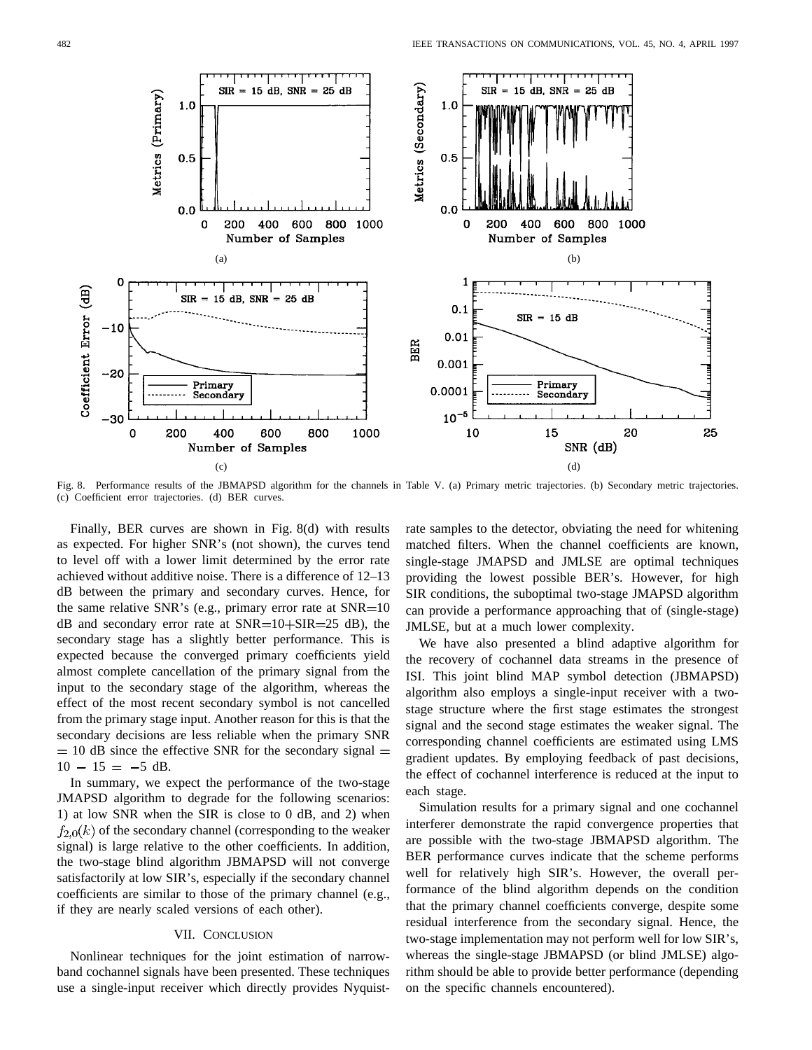SIR = 15 dB, SNR = 25 dB

Metrics (Primary)

1.0

0.5

0.0

0 200 400 600 800 1000

Number of Samples

(a)

SIR = 15 dB, SNR = 25 dB

Metrics (Secondary)

1.0

0.5

0.0

0 200 400 600 800 1000

Number of Samples

(b)

SIR = 15 dB, SNR = 25 dB

Coefficient Error (dB)

0

−10

−20

−30

Primary

Secondary

0 200 400 600 800 1000

Number of Samples

(c)

SIR = 15 dB

BER

1

0.1

0.01

0.001

0.0001

$10^{-5}$

Primary

Secondary

10 15 20 25

SNR (dB)

(d)

Fig. 8. Performance results of the JBMAPSD algorithm for the channels in Table V. (a) Primary metric trajectories. (b) Secondary metric trajectories. (c) Coefficient error trajectories. (d) BER curves.

Finally, BER curves are shown in Fig. 8(d) with results as expected. For higher SNR's (not shown), the curves tend to level off with a lower limit determined by the error rate achieved without additive noise. There is a difference of 12–13 dB between the primary and secondary curves. Hence, for the same relative SNR's (e.g., primary error rate at SNR=10 dB and secondary error rate at SNR=10+SIR=25 dB), the secondary stage has a slightly better performance. This is expected because the converged primary coefficients yield almost complete cancellation of the primary signal from the input to the secondary stage of the algorithm, whereas the effect of the most recent secondary symbol is not cancelled from the primary stage input. Another reason for this is that the secondary decisions are less reliable when the primary SNR = 10 dB since the effective SNR for the secondary signal = 10 − 15 = −5 dB.

In summary, we expect the performance of the two-stage JMAPSD algorithm to degrade for the following scenarios: 1) at low SNR when the SIR is close to 0 dB, and 2) when $f_{2,0}(k)$ of the secondary channel (corresponding to the weaker signal) is large relative to the other coefficients. In addition, the two-stage blind algorithm JBMAPSD will not converge satisfactorily at low SIR's, especially if the secondary channel coefficients are similar to those of the primary channel (e.g., if they are nearly scaled versions of each other).

## VII. Conclusion

Nonlinear techniques for the joint estimation of narrowband cochannel signals have been presented. These techniques use a single-input receiver which directly provides Nyquist-rate samples to the detector, obviating the need for whitening matched filters. When the channel coefficients are known, single-stage JMAPSD and JMLSE are optimal techniques providing the lowest possible BER's. However, for high SIR conditions, the suboptimal two-stage JMAPSD algorithm can provide a performance approaching that of (single-stage) JMLSE, but at a much lower complexity.

We have also presented a blind adaptive algorithm for the recovery of cochannel data streams in the presence of ISI. This joint blind MAP symbol detection (JBMAPSD) algorithm also employs a single-input receiver with a two-stage structure where the first stage estimates the strongest signal and the second stage estimates the weaker signal. The corresponding channel coefficients are estimated using LMS gradient updates. By employing feedback of past decisions, the effect of cochannel interference is reduced at the input to each stage.

Simulation results for a primary signal and one cochannel interferer demonstrate the rapid convergence properties that are possible with the two-stage JBMAPSD algorithm. The BER performance curves indicate that the scheme performs well for relatively high SIR's. However, the overall performance of the blind algorithm depends on the condition that the primary channel coefficients converge, despite some residual interference from the secondary signal. Hence, the two-stage implementation may not perform well for low SIR's, whereas the single-stage JBMAPSD (or blind JMLSE) algorithm should be able to provide better performance (depending on the specific channels encountered).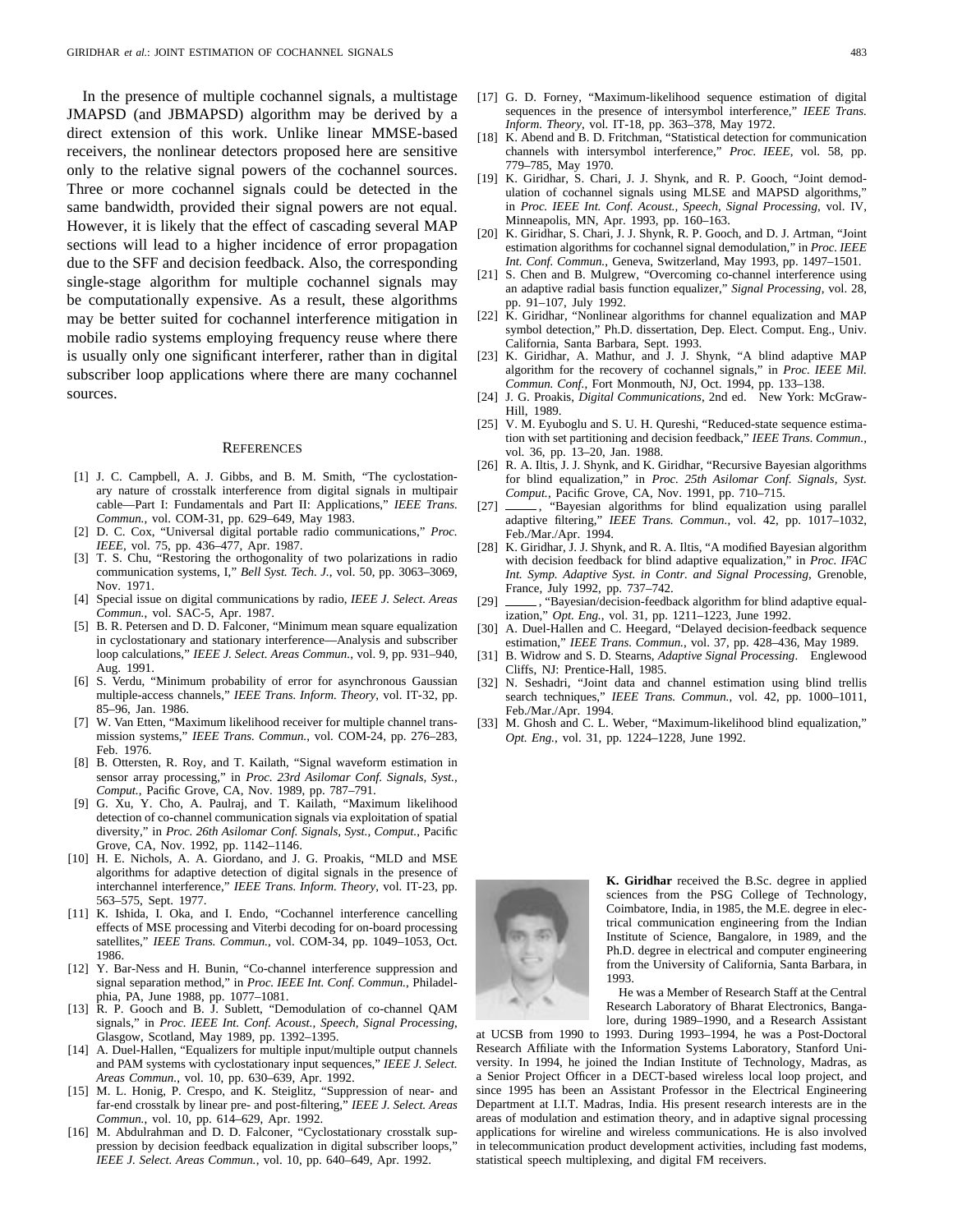In the presence of multiple cochannel signals, a multistage JMAPSD (and JBMAPSD) algorithm may be derived by a direct extension of this work. Unlike linear MMSE-based receivers, the nonlinear detectors proposed here are sensitive only to the relative signal powers of the cochannel sources. Three or more cochannel signals could be detected in the same bandwidth, provided their signal powers are not equal. However, it is likely that the effect of cascading several MAP sections will lead to a higher incidence of error propagation due to the SFF and decision feedback. Also, the corresponding single-stage algorithm for multiple cochannel signals may be computationally expensive. As a result, these algorithms may be better suited for cochannel interference mitigation in mobile radio systems employing frequency reuse where there is usually only one significant interferer, rather than in digital subscriber loop applications where there are many cochannel sources.

## References

[1] J. C. Campbell, A. J. Gibbs, and B. M. Smith, "The cyclostationary nature of crosstalk interference from digital signals in multipair cable—Part I: Fundamentals and Part II: Applications," *IEEE Trans. Commun.*, vol. COM-31, pp. 629–649, May 1983.

[2] D. C. Cox, "Universal digital portable radio communications," *Proc. IEEE*, vol. 75, pp. 436–477, Apr. 1987.

[3] T. S. Chu, "Restoring the orthogonality of two polarizations in radio communication systems, I," *Bell Syst. Tech. J.*, vol. 50, pp. 3063–3069, Nov. 1971.

[4] Special issue on digital communications by radio, *IEEE J. Select. Areas Commun.*, vol. SAC-5, Apr. 1987.

[5] B. R. Petersen and D. D. Falconer, "Minimum mean square equalization in cyclostationary and stationary interference—Analysis and subscriber loop calculations," *IEEE J. Select. Areas Commun.*, vol. 9, pp. 931–940, Aug. 1991.

[6] S. Verdu, "Minimum probability of error for asynchronous Gaussian multiple-access channels," *IEEE Trans. Inform. Theory*, vol. IT-32, pp. 85–96, Jan. 1986.

[7] W. Van Etten, "Maximum likelihood receiver for multiple channel transmission systems," *IEEE Trans. Commun.*, vol. COM-24, pp. 276–283, Feb. 1976.

[8] B. Ottersten, R. Roy, and T. Kailath, "Signal waveform estimation in sensor array processing," in *Proc. 23rd Asilomar Conf. Signals, Syst., Comput.*, Pacific Grove, CA, Nov. 1989, pp. 787–791.

[9] G. Xu, Y. Cho, A. Paulraj, and T. Kailath, "Maximum likelihood detection of co-channel communication signals via exploitation of spatial diversity," in *Proc. 26th Asilomar Conf. Signals, Syst., Comput.*, Pacific Grove, CA, Nov. 1992, pp. 1142–1146.

[10] H. E. Nichols, A. A. Giordano, and J. G. Proakis, "MLD and MSE algorithms for adaptive detection of digital signals in the presence of interchannel interference," *IEEE Trans. Inform. Theory*, vol. IT-23, pp. 563–575, Sept. 1977.

[11] K. Ishida, I. Oka, and I. Endo, "Cochannel interference cancelling effects of MSE processing and Viterbi decoding for on-board processing satellites," *IEEE Trans. Commun.*, vol. COM-34, pp. 1049–1053, Oct. 1986.

[12] Y. Bar-Ness and H. Bunin, "Co-channel interference suppression and signal separation method," in *Proc. IEEE Int. Conf. Commun.*, Philadelphia, PA, June 1988, pp. 1077–1081.

[13] R. P. Gooch and B. J. Sublett, "Demodulation of co-channel QAM signals," in *Proc. IEEE Int. Conf. Acoust., Speech, Signal Processing*, Glasgow, Scotland, May 1989, pp. 1392–1395.

[14] A. Duel-Hallen, "Equalizers for multiple input/multiple output channels and PAM systems with cyclostationary input sequences," *IEEE J. Select. Areas Commun.*, vol. 10, pp. 630–639, Apr. 1992.

[15] M. L. Honig, P. Crespo, and K. Steiglitz, "Suppression of near- and far-end crosstalk by linear pre- and post-filtering," *IEEE J. Select. Areas Commun.*, vol. 10, pp. 614–629, Apr. 1992.

[16] M. Abdulrahman and D. D. Falconer, "Cyclostationary crosstalk suppression by decision feedback equalization in digital subscriber loops," *IEEE J. Select. Areas Commun.*, vol. 10, pp. 640–649, Apr. 1992.

[17] G. D. Forney, "Maximum-likelihood sequence estimation of digital sequences in the presence of intersymbol interference," *IEEE Trans. Inform. Theory*, vol. IT-18, pp. 363–378, May 1972.

[18] K. Abend and B. D. Fritchman, "Statistical detection for communication channels with intersymbol interference," *Proc. IEEE*, vol. 58, pp. 779–785, May 1970.

[19] K. Giridhar, S. Chari, J. J. Shynk, and R. P. Gooch, "Joint demodulation of cochannel signals using MLSE and MAPSD algorithms," in *Proc. IEEE Int. Conf. Acoust., Speech, Signal Processing*, vol. IV, Minneapolis, MN, Apr. 1993, pp. 160–163.

[20] K. Giridhar, S. Chari, J. J. Shynk, R. P. Gooch, and D. J. Artman, "Joint estimation algorithms for cochannel signal demodulation," in *Proc. IEEE Int. Conf. Commun.*, Geneva, Switzerland, May 1993, pp. 1497–1501.

[21] S. Chen and B. Mulgrew, "Overcoming co-channel interference using an adaptive radial basis function equalizer," *Signal Processing*, vol. 28, pp. 91–107, July 1992.

[22] K. Giridhar, "Nonlinear algorithms for channel equalization and MAP symbol detection," Ph.D. dissertation, Dep. Elect. Comput. Eng., Univ. California, Santa Barbara, Sept. 1993.

[23] K. Giridhar, A. Mathur, and J. J. Shynk, "A blind adaptive MAP algorithm for the recovery of cochannel signals," in *Proc. IEEE Mil. Commun. Conf.*, Fort Monmouth, NJ, Oct. 1994, pp. 133–138.

[24] J. G. Proakis, *Digital Communications*, 2nd ed. New York: McGraw-Hill, 1989.

[25] V. M. Eyuboglu and S. U. H. Qureshi, "Reduced-state sequence estimation with set partitioning and decision feedback," *IEEE Trans. Commun.*, vol. 36, pp. 13–20, Jan. 1988.

[26] R. A. Iltis, J. J. Shynk, and K. Giridhar, "Recursive Bayesian algorithms for blind equalization," in *Proc. 25th Asilomar Conf. Signals, Syst. Comput.*, Pacific Grove, CA, Nov. 1991, pp. 710–715.

[27] ——, "Bayesian algorithms for blind equalization using parallel adaptive filtering," *IEEE Trans. Commun.*, vol. 42, pp. 1017–1032, Feb./Mar./Apr. 1994.

[28] K. Giridhar, J. J. Shynk, and R. A. Iltis, "A modified Bayesian algorithm with decision feedback for blind adaptive equalization," in *Proc. IFAC Int. Symp. Adaptive Syst. in Contr. and Signal Processing*, Grenoble, France, July 1992, pp. 737–742.

[29] ——, "Bayesian/decision-feedback algorithm for blind adaptive equalization," *Opt. Eng.*, vol. 31, pp. 1211–1223, June 1992.

[30] A. Duel-Hallen and C. Heegard, "Delayed decision-feedback sequence estimation," *IEEE Trans. Commun.*, vol. 37, pp. 428–436, May 1989.

[31] B. Widrow and S. D. Stearns, *Adaptive Signal Processing*. Englewood Cliffs, NJ: Prentice-Hall, 1985.

[32] N. Seshadri, "Joint data and channel estimation using blind trellis search techniques," *IEEE Trans. Commun.*, vol. 42, pp. 1000–1011, Feb./Mar./Apr. 1994.

[33] M. Ghosh and C. L. Weber, "Maximum-likelihood blind equalization," *Opt. Eng.*, vol. 31, pp. 1224–1228, June 1992.

**K. Giridhar** received the B.Sc. degree in applied sciences from the PSG College of Technology, Coimbatore, India, in 1985, the M.E. degree in electrical communication engineering from the Indian Institute of Science, Bangalore, in 1989, and the Ph.D. degree in electrical and computer engineering from the University of California, Santa Barbara, in 1993.

He was a Member of Research Staff at the Central Research Laboratory of Bharat Electronics, Bangalore, during 1989–1990, and a Research Assistant at UCSB from 1990 to 1993. During 1993–1994, he was a Post-Doctoral Research Affiliate with the Information Systems Laboratory, Stanford University. In 1994, he joined the Indian Institute of Technology, Madras, as a Senior Project Officer in a DECT-based wireless local loop project, and since 1995 has been an Assistant Professor in the Electrical Engineering Department at I.I.T. Madras, India. His present research interests are in the areas of modulation and estimation theory, and in adaptive signal processing applications for wireline and wireless communications. He is also involved in telecommunication product development activities, including fast modems, statistical speech multiplexing, and digital FM receivers.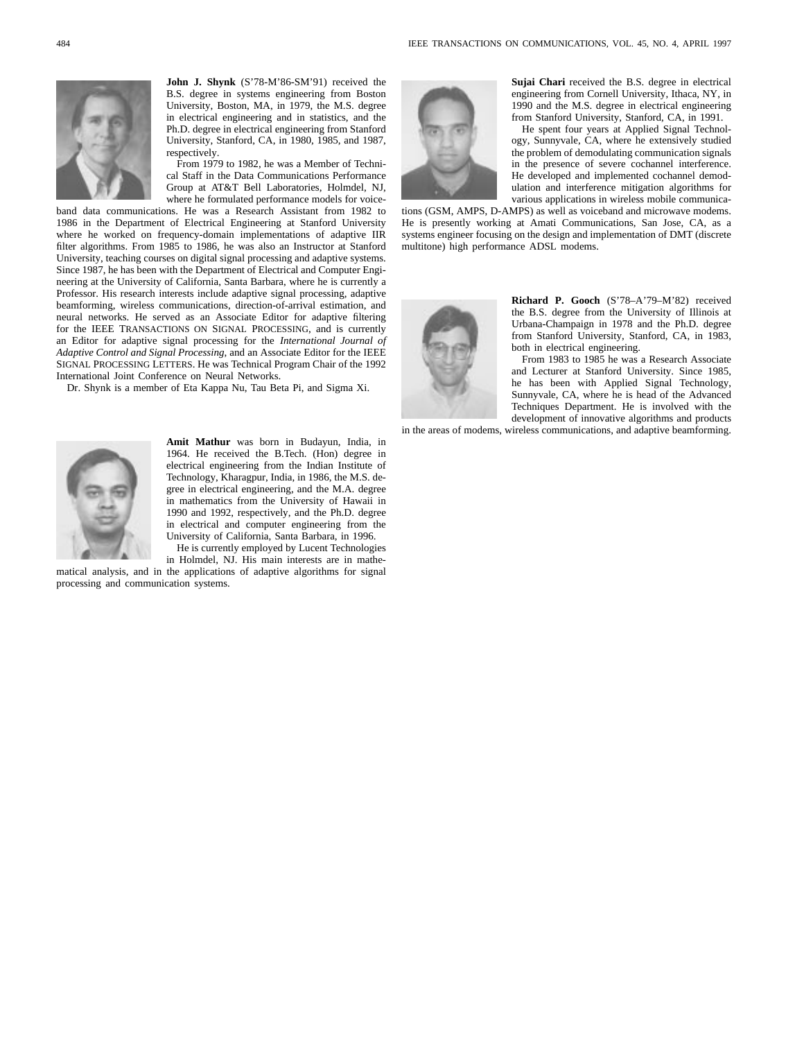**John J. Shynk** (S'78-M'86-SM'91) received the B.S. degree in systems engineering from Boston University, Boston, MA, in 1979, the M.S. degree in electrical engineering and in statistics, and the Ph.D. degree in electrical engineering from Stanford University, Stanford, CA, in 1980, 1985, and 1987, respectively.

From 1979 to 1982, he was a Member of Technical Staff in the Data Communications Performance Group at AT&T Bell Laboratories, Holmdel, NJ, where he formulated performance models for voiceband data communications. He was a Research Assistant from 1982 to 1986 in the Department of Electrical Engineering at Stanford University where he worked on frequency-domain implementations of adaptive IIR filter algorithms. From 1985 to 1986, he was also an Instructor at Stanford University, teaching courses on digital signal processing and adaptive systems. Since 1987, he has been with the Department of Electrical and Computer Engineering at the University of California, Santa Barbara, where he is currently a Professor. His research interests include adaptive signal processing, adaptive beamforming, wireless communications, direction-of-arrival estimation, and neural networks. He served as an Associate Editor for adaptive filtering for the IEEE TRANSACTIONS ON SIGNAL PROCESSING, and is currently an Editor for adaptive signal processing for the *International Journal of Adaptive Control and Signal Processing*, and an Associate Editor for the IEEE SIGNAL PROCESSING LETTERS. He was Technical Program Chair of the 1992 International Joint Conference on Neural Networks.

Dr. Shynk is a member of Eta Kappa Nu, Tau Beta Pi, and Sigma Xi.

**Amit Mathur** was born in Budayun, India, in 1964. He received the B.Tech. (Hon) degree in electrical engineering from the Indian Institute of Technology, Kharagpur, India, in 1986, the M.S. degree in electrical engineering, and the M.A. degree in mathematics from the University of Hawaii in 1990 and 1992, respectively, and the Ph.D. degree in electrical and computer engineering from the University of California, Santa Barbara, in 1996.

He is currently employed by Lucent Technologies in Holmdel, NJ. His main interests are in mathematical analysis, and in the applications of adaptive algorithms for signal processing and communication systems.

**Sujai Chari** received the B.S. degree in electrical engineering from Cornell University, Ithaca, NY, in 1990 and the M.S. degree in electrical engineering from Stanford University, Stanford, CA, in 1991.

He spent four years at Applied Signal Technology, Sunnyvale, CA, where he extensively studied the problem of demodulating communication signals in the presence of severe cochannel interference. He developed and implemented cochannel demodulation and interference mitigation algorithms for various applications in wireless mobile communications (GSM, AMPS, D-AMPS) as well as voiceband and microwave modems. He is presently working at Amati Communications, San Jose, CA, as a systems engineer focusing on the design and implementation of DMT (discrete multitone) high performance ADSL modems.

**Richard P. Gooch** (S'78–A'79–M'82) received the B.S. degree from the University of Illinois at Urbana-Champaign in 1978 and the Ph.D. degree from Stanford University, Stanford, CA, in 1983, both in electrical engineering.

From 1983 to 1985 he was a Research Associate and Lecturer at Stanford University. Since 1985, he has been with Applied Signal Technology, Sunnyvale, CA, where he is head of the Advanced Techniques Department. He is involved with the development of innovative algorithms and products in the areas of modems, wireless communications, and adaptive beamforming.